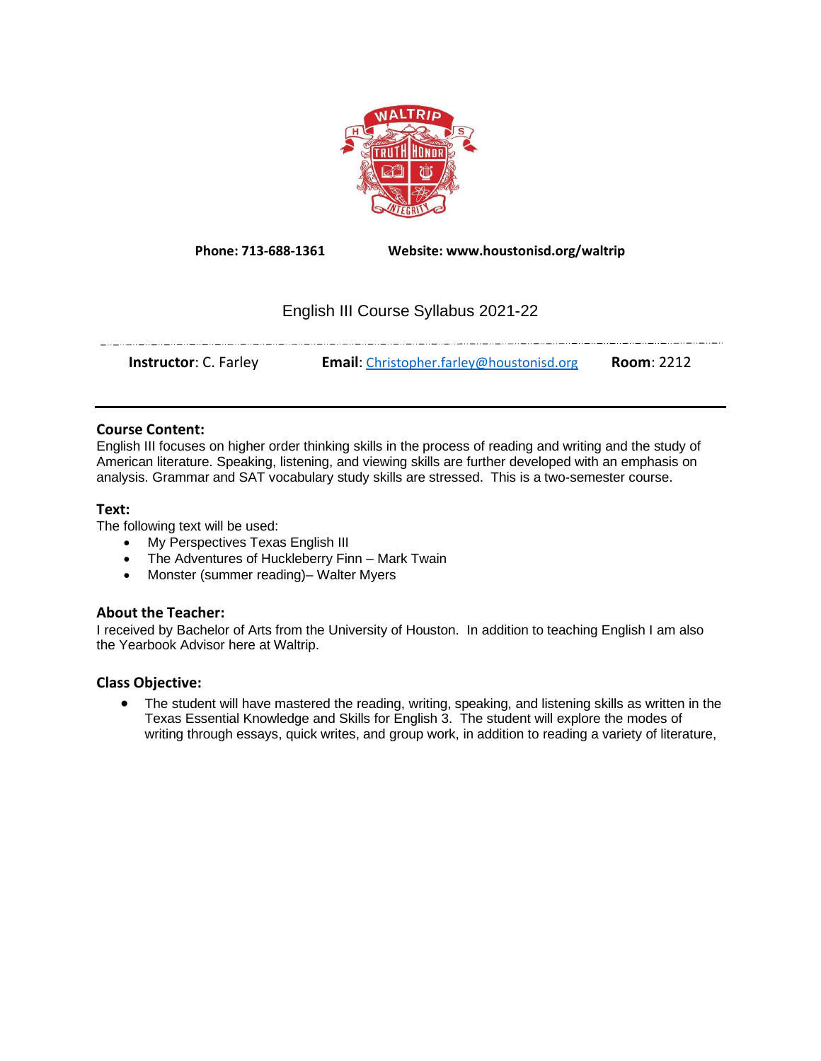Phone: 713-688-1361 Website: www.houstonisd.org/waltrip

# English III Course Syllabus 2021-22

**Instructor**: C. Farley **Email**: Christopher.farley@houstonisd.org **Room**: 2212

## Course Content:

English III focuses on higher order thinking skills in the process of reading and writing and the study of American literature. Speaking, listening, and viewing skills are further developed with an emphasis on analysis. Grammar and SAT vocabulary study skills are stressed. This is a two-semester course.

## Text:

The following text will be used:

- My Perspectives Texas English III
- The Adventures of Huckleberry Finn – Mark Twain
- Monster (summer reading)– Walter Myers

## About the Teacher:

I received by Bachelor of Arts from the University of Houston. In addition to teaching English I am also the Yearbook Advisor here at Waltrip.

## Class Objective:

- The student will have mastered the reading, writing, speaking, and listening skills as written in the Texas Essential Knowledge and Skills for English 3. The student will explore the modes of writing through essays, quick writes, and group work, in addition to reading a variety of literature,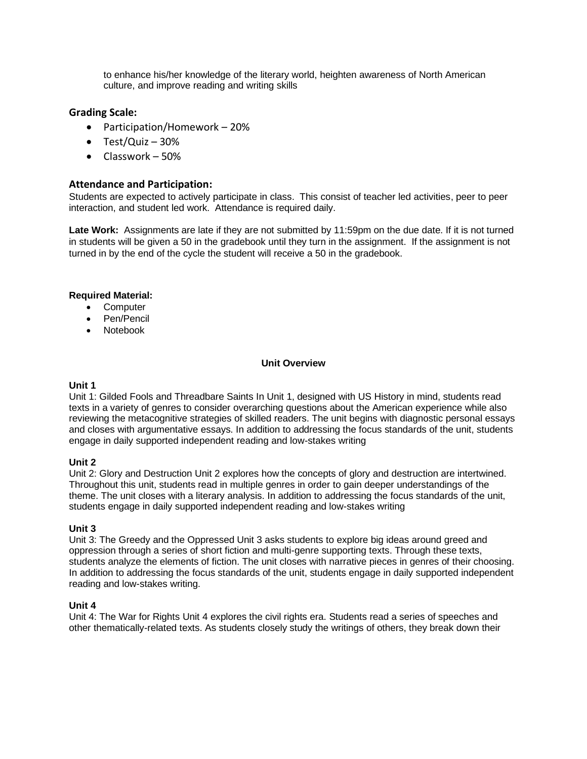to enhance his/her knowledge of the literary world, heighten awareness of North American culture, and improve reading and writing skills

## Grading Scale:

- Participation/Homework – 20%
- Test/Quiz – 30%
- Classwork – 50%

## Attendance and Participation:

Students are expected to actively participate in class. This consist of teacher led activities, peer to peer interaction, and student led work. Attendance is required daily.

**Late Work:** Assignments are late if they are not submitted by 11:59pm on the due date. If it is not turned in students will be given a 50 in the gradebook until they turn in the assignment. If the assignment is not turned in by the end of the cycle the student will receive a 50 in the gradebook.

**Required Material:**

- Computer
- Pen/Pencil
- Notebook

**Unit Overview**

**Unit 1**

Unit 1: Gilded Fools and Threadbare Saints In Unit 1, designed with US History in mind, students read texts in a variety of genres to consider overarching questions about the American experience while also reviewing the metacognitive strategies of skilled readers. The unit begins with diagnostic personal essays and closes with argumentative essays. In addition to addressing the focus standards of the unit, students engage in daily supported independent reading and low-stakes writing

**Unit 2**

Unit 2: Glory and Destruction Unit 2 explores how the concepts of glory and destruction are intertwined. Throughout this unit, students read in multiple genres in order to gain deeper understandings of the theme. The unit closes with a literary analysis. In addition to addressing the focus standards of the unit, students engage in daily supported independent reading and low-stakes writing

**Unit 3**

Unit 3: The Greedy and the Oppressed Unit 3 asks students to explore big ideas around greed and oppression through a series of short fiction and multi-genre supporting texts. Through these texts, students analyze the elements of fiction. The unit closes with narrative pieces in genres of their choosing. In addition to addressing the focus standards of the unit, students engage in daily supported independent reading and low-stakes writing.

**Unit 4**

Unit 4: The War for Rights Unit 4 explores the civil rights era. Students read a series of speeches and other thematically-related texts. As students closely study the writings of others, they break down their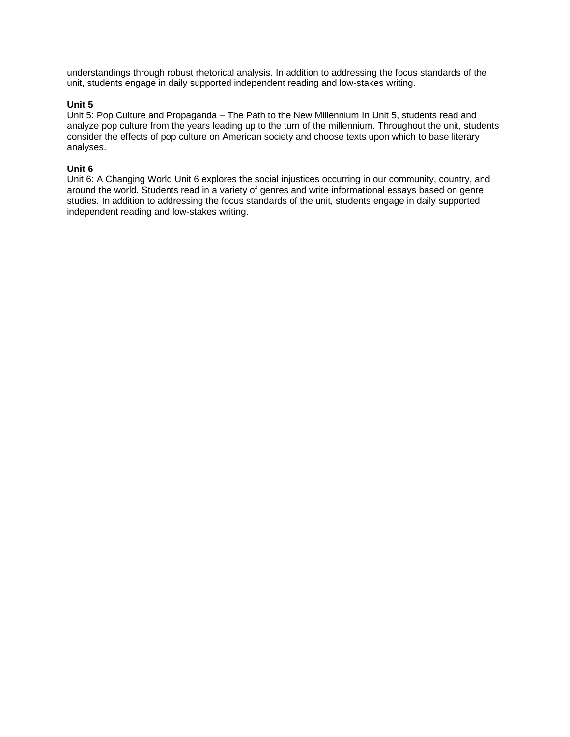understandings through robust rhetorical analysis. In addition to addressing the focus standards of the unit, students engage in daily supported independent reading and low-stakes writing.

**Unit 5**

Unit 5: Pop Culture and Propaganda – The Path to the New Millennium In Unit 5, students read and analyze pop culture from the years leading up to the turn of the millennium. Throughout the unit, students consider the effects of pop culture on American society and choose texts upon which to base literary analyses.

**Unit 6**

Unit 6: A Changing World Unit 6 explores the social injustices occurring in our community, country, and around the world. Students read in a variety of genres and write informational essays based on genre studies. In addition to addressing the focus standards of the unit, students engage in daily supported independent reading and low-stakes writing.